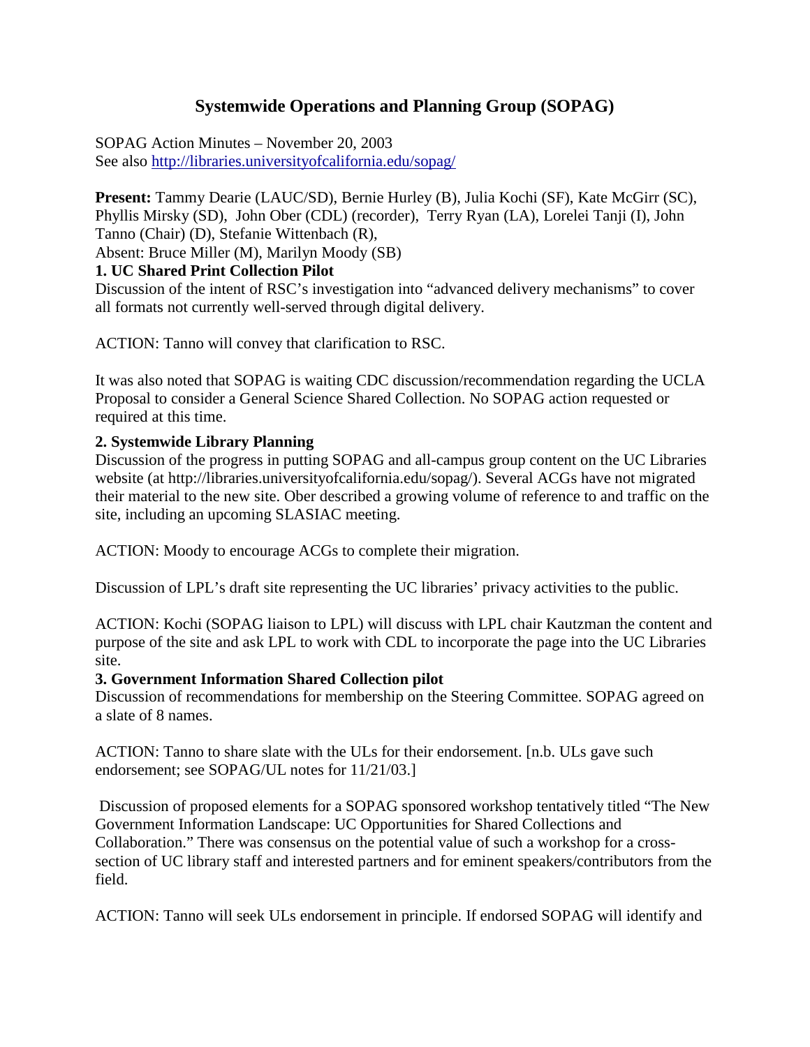# Systemwide Operations and Planning Group (SOPAG)

SOPAG Action Minutes – November 20, 2003
See also http://libraries.universityofcalifornia.edu/sopag/

**Present:** Tammy Dearie (LAUC/SD), Bernie Hurley (B), Julia Kochi (SF), Kate McGirr (SC), Phyllis Mirsky (SD), John Ober (CDL) (recorder), Terry Ryan (LA), Lorelei Tanji (I), John Tanno (Chair) (D), Stefanie Wittenbach (R),
Absent: Bruce Miller (M), Marilyn Moody (SB)

**1. UC Shared Print Collection Pilot**

Discussion of the intent of RSC's investigation into "advanced delivery mechanisms" to cover all formats not currently well-served through digital delivery.

ACTION: Tanno will convey that clarification to RSC.

It was also noted that SOPAG is waiting CDC discussion/recommendation regarding the UCLA Proposal to consider a General Science Shared Collection. No SOPAG action requested or required at this time.

**2. Systemwide Library Planning**

Discussion of the progress in putting SOPAG and all-campus group content on the UC Libraries website (at http://libraries.universityofcalifornia.edu/sopag/). Several ACGs have not migrated their material to the new site. Ober described a growing volume of reference to and traffic on the site, including an upcoming SLASIAC meeting.

ACTION: Moody to encourage ACGs to complete their migration.

Discussion of LPL's draft site representing the UC libraries' privacy activities to the public.

ACTION: Kochi (SOPAG liaison to LPL) will discuss with LPL chair Kautzman the content and purpose of the site and ask LPL to work with CDL to incorporate the page into the UC Libraries site.

**3. Government Information Shared Collection pilot**

Discussion of recommendations for membership on the Steering Committee. SOPAG agreed on a slate of 8 names.

ACTION: Tanno to share slate with the ULs for their endorsement. [n.b. ULs gave such endorsement; see SOPAG/UL notes for 11/21/03.]

Discussion of proposed elements for a SOPAG sponsored workshop tentatively titled "The New Government Information Landscape: UC Opportunities for Shared Collections and Collaboration." There was consensus on the potential value of such a workshop for a cross-section of UC library staff and interested partners and for eminent speakers/contributors from the field.

ACTION: Tanno will seek ULs endorsement in principle. If endorsed SOPAG will identify and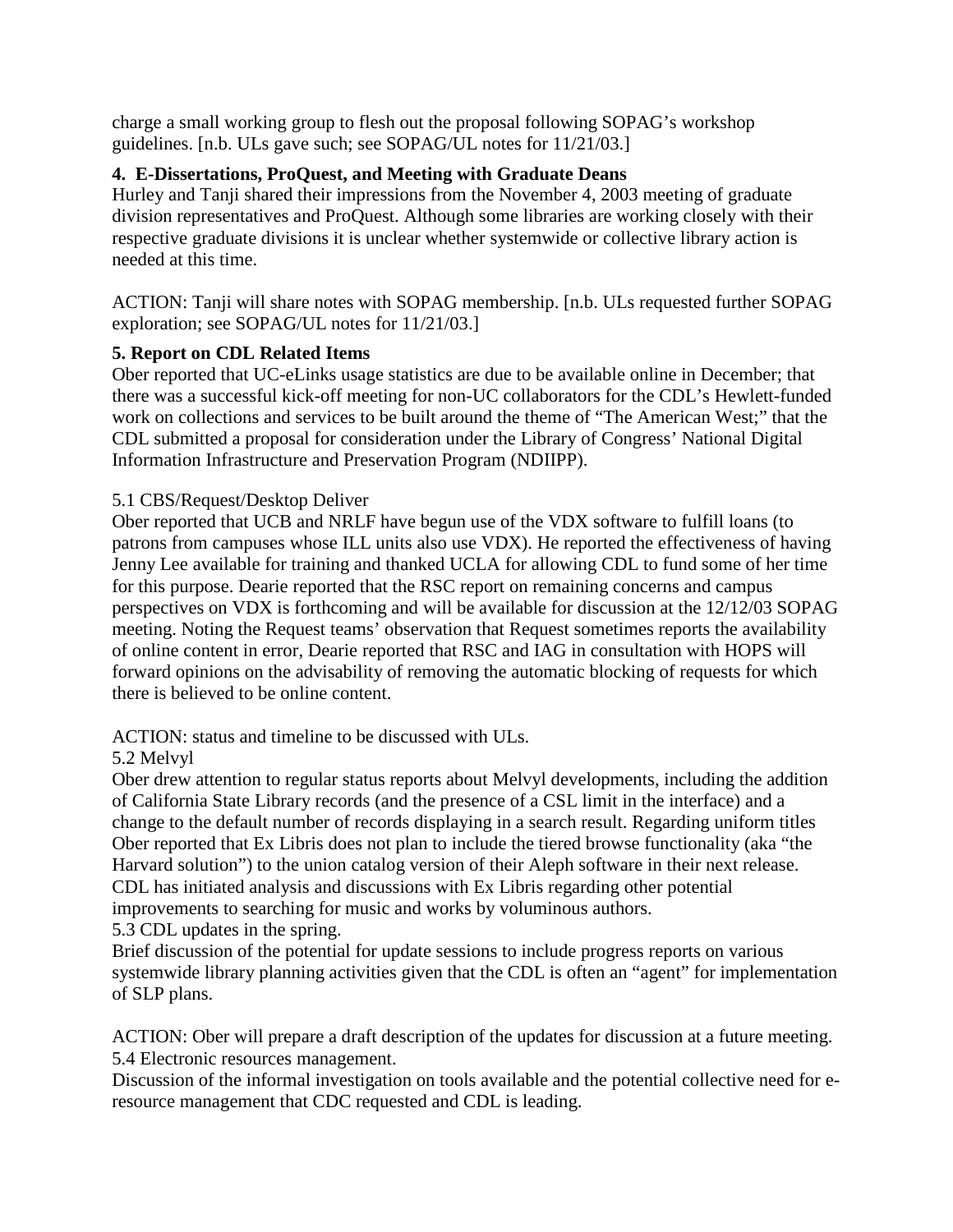charge a small working group to flesh out the proposal following SOPAG's workshop guidelines. [n.b. ULs gave such; see SOPAG/UL notes for 11/21/03.]

**4. E-Dissertations, ProQuest, and Meeting with Graduate Deans**

Hurley and Tanji shared their impressions from the November 4, 2003 meeting of graduate division representatives and ProQuest. Although some libraries are working closely with their respective graduate divisions it is unclear whether systemwide or collective library action is needed at this time.

ACTION: Tanji will share notes with SOPAG membership. [n.b. ULs requested further SOPAG exploration; see SOPAG/UL notes for 11/21/03.]

**5. Report on CDL Related Items**

Ober reported that UC-eLinks usage statistics are due to be available online in December; that there was a successful kick-off meeting for non-UC collaborators for the CDL's Hewlett-funded work on collections and services to be built around the theme of "The American West;" that the CDL submitted a proposal for consideration under the Library of Congress' National Digital Information Infrastructure and Preservation Program (NDIIPP).

5.1 CBS/Request/Desktop Deliver

Ober reported that UCB and NRLF have begun use of the VDX software to fulfill loans (to patrons from campuses whose ILL units also use VDX). He reported the effectiveness of having Jenny Lee available for training and thanked UCLA for allowing CDL to fund some of her time for this purpose. Dearie reported that the RSC report on remaining concerns and campus perspectives on VDX is forthcoming and will be available for discussion at the 12/12/03 SOPAG meeting. Noting the Request teams' observation that Request sometimes reports the availability of online content in error, Dearie reported that RSC and IAG in consultation with HOPS will forward opinions on the advisability of removing the automatic blocking of requests for which there is believed to be online content.

ACTION: status and timeline to be discussed with ULs.

5.2 Melvyl

Ober drew attention to regular status reports about Melvyl developments, including the addition of California State Library records (and the presence of a CSL limit in the interface) and a change to the default number of records displaying in a search result. Regarding uniform titles Ober reported that Ex Libris does not plan to include the tiered browse functionality (aka "the Harvard solution") to the union catalog version of their Aleph software in their next release. CDL has initiated analysis and discussions with Ex Libris regarding other potential improvements to searching for music and works by voluminous authors.

5.3 CDL updates in the spring.

Brief discussion of the potential for update sessions to include progress reports on various systemwide library planning activities given that the CDL is often an "agent" for implementation of SLP plans.

ACTION: Ober will prepare a draft description of the updates for discussion at a future meeting.

5.4 Electronic resources management.

Discussion of the informal investigation on tools available and the potential collective need for e-resource management that CDC requested and CDL is leading.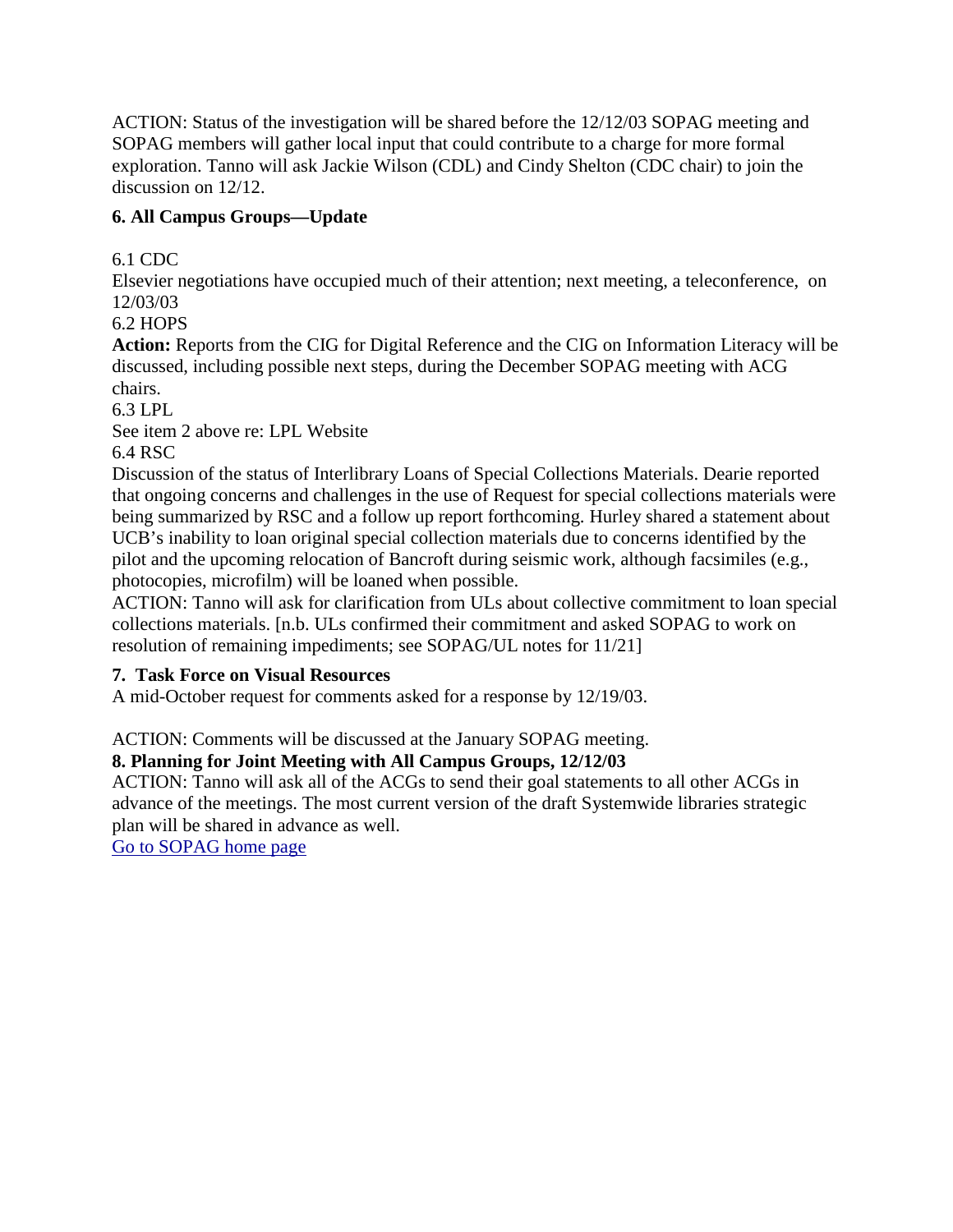ACTION: Status of the investigation will be shared before the 12/12/03 SOPAG meeting and SOPAG members will gather local input that could contribute to a charge for more formal exploration. Tanno will ask Jackie Wilson (CDL) and Cindy Shelton (CDC chair) to join the discussion on 12/12.

**6. All Campus Groups—Update**

6.1 CDC
Elsevier negotiations have occupied much of their attention; next meeting, a teleconference, on 12/03/03
6.2 HOPS
**Action:** Reports from the CIG for Digital Reference and the CIG on Information Literacy will be discussed, including possible next steps, during the December SOPAG meeting with ACG chairs.
6.3 LPL
See item 2 above re: LPL Website
6.4 RSC
Discussion of the status of Interlibrary Loans of Special Collections Materials. Dearie reported that ongoing concerns and challenges in the use of Request for special collections materials were being summarized by RSC and a follow up report forthcoming. Hurley shared a statement about UCB's inability to loan original special collection materials due to concerns identified by the pilot and the upcoming relocation of Bancroft during seismic work, although facsimiles (e.g., photocopies, microfilm) will be loaned when possible.
ACTION: Tanno will ask for clarification from ULs about collective commitment to loan special collections materials. [n.b. ULs confirmed their commitment and asked SOPAG to work on resolution of remaining impediments; see SOPAG/UL notes for 11/21]

**7. Task Force on Visual Resources**
A mid-October request for comments asked for a response by 12/19/03.

ACTION: Comments will be discussed at the January SOPAG meeting.

**8. Planning for Joint Meeting with All Campus Groups, 12/12/03**
ACTION: Tanno will ask all of the ACGs to send their goal statements to all other ACGs in advance of the meetings. The most current version of the draft Systemwide libraries strategic plan will be shared in advance as well.

Go to SOPAG home page